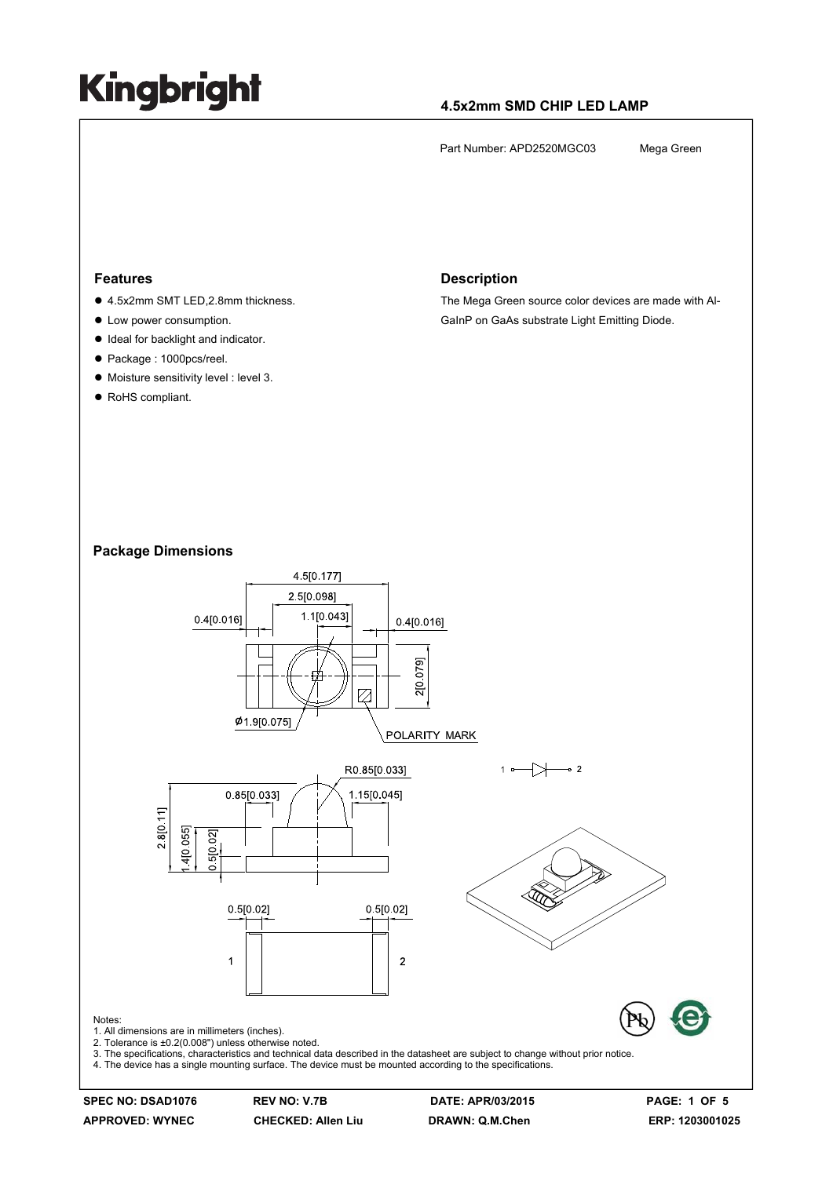# Kingbright

**4.5x2mm SMD CHIP LED LAMP**

Part Number: APD2520MGC03 Mega Green

## Features

- 4.5x2mm SMT LED,2.8mm thickness.
- Low power consumption.
- Ideal for backlight and indicator.
- Package : 1000pcs/reel.
- Moisture sensitivity level : level 3.
- RoHS compliant.

## Description

The Mega Green source color devices are made with Al-GaInP on GaAs substrate Light Emitting Diode.

## Package Dimensions

Notes:
1. All dimensions are in millimeters (inches).
2. Tolerance is ±0.2(0.008") unless otherwise noted.
3. The specifications, characteristics and technical data described in the datasheet are subject to change without prior notice.
4. The device has a single mounting surface. The device must be mounted according to the specifications.

| SPEC NO: DSAD1076 | REV NO: V.7B | DATE: APR/03/2015 | PAGE: 1 OF 5 |
|---|---|---|---|
| APPROVED: WYNEC | CHECKED: Allen Liu | DRAWN: Q.M.Chen | ERP: 1203001025 |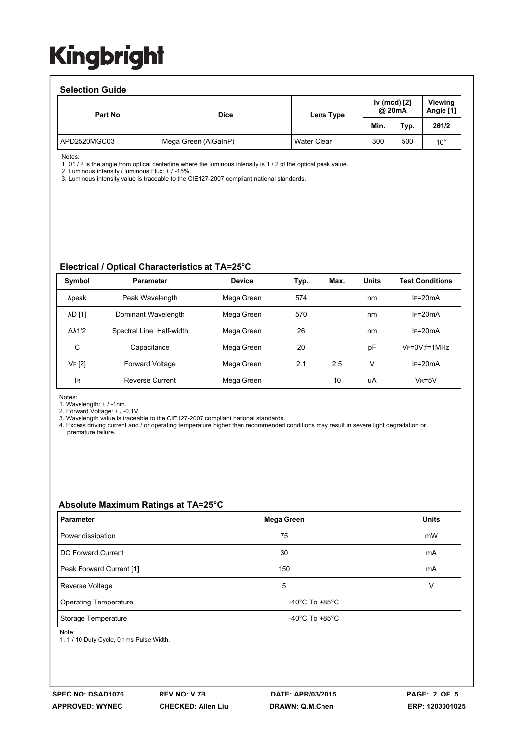# Kingbright

## Selection Guide

| Part No. | Dice | Lens Type | Iv (mcd) [2] @ 20mA | | Viewing Angle [1] |
|---|---|---|---|---|---|
| | | | Min. | Typ. | 2θ1/2 |
| APD2520MGC03 | Mega Green (AlGaInP) | Water Clear | 300 | 500 | 10° |

Notes:
1. θ1 / 2 is the angle from optical centerline where the luminous intensity is 1 / 2 of the optical peak value.
2. Luminous intensity / luminous Flux: + / -15%.
3. Luminous intensity value is traceable to the CIE127-2007 compliant national standards.

## Electrical / Optical Characteristics at TA=25°C

| Symbol | Parameter | Device | Typ. | Max. | Units | Test Conditions |
|---|---|---|---|---|---|---|
| λpeak | Peak Wavelength | Mega Green | 574 | | nm | IF=20mA |
| λD [1] | Dominant Wavelength | Mega Green | 570 | | nm | IF=20mA |
| Δλ1/2 | Spectral Line Half-width | Mega Green | 26 | | nm | IF=20mA |
| C | Capacitance | Mega Green | 20 | | pF | VF=0V;f=1MHz |
| VF [2] | Forward Voltage | Mega Green | 2.1 | 2.5 | V | IF=20mA |
| IR | Reverse Current | Mega Green | | 10 | uA | VR=5V |

Notes:
1. Wavelength: + / -1nm.
2. Forward Voltage: + / -0.1V.
3. Wavelength value is traceable to the CIE127-2007 compliant national standards.
4. Excess driving current and / or operating temperature higher than recommended conditions may result in severe light degradation or premature failure.

## Absolute Maximum Ratings at TA=25°C

| Parameter | Mega Green | Units |
|---|---|---|
| Power dissipation | 75 | mW |
| DC Forward Current | 30 | mA |
| Peak Forward Current [1] | 150 | mA |
| Reverse Voltage | 5 | V |
| Operating Temperature | -40°C To +85°C | |
| Storage Temperature | -40°C To +85°C | |

Note:
1. 1 / 10 Duty Cycle, 0.1ms Pulse Width.

SPEC NO: DSAD1076 | REV NO: V.7B | DATE: APR/03/2015 | APPROVED: WYNEC | CHECKED: Allen Liu | DRAWN: Q.M.Chen | ERP: 1203001025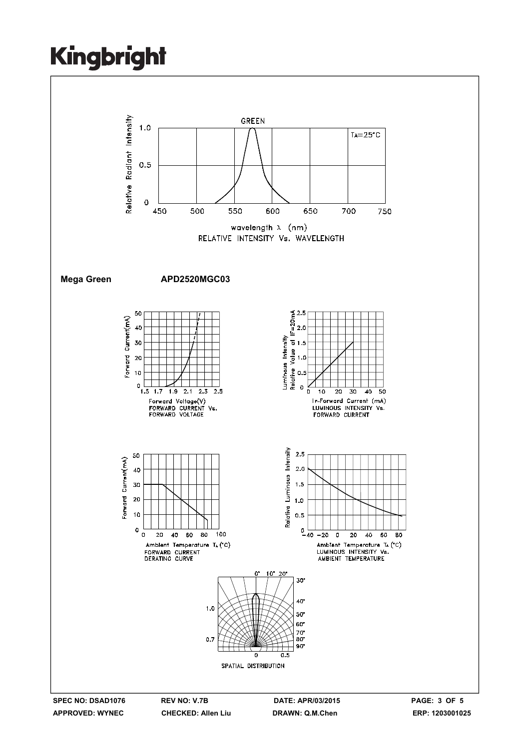GREEN

$T_A=25°C$

RELATIVE INTENSITY Vs. WAVELENGTH

**Mega Green** **APD2520MGC03**

FORWARD CURRENT Vs. FORWARD VOLTAGE

LUMINOUS INTENSITY Vs. FORWARD CURRENT

FORWARD CURRENT DERATING CURVE

LUMINOUS INTENSITY Vs. AMBIENT TEMPERATURE

SPATIAL DISTRIBUTION

SPEC NO: DSAD1076 | REV NO: V.7B | DATE: APR/03/2015 | ERP: 1203001025

APPROVED: WYNEC | CHECKED: Allen Liu | DRAWN: Q.M.Chen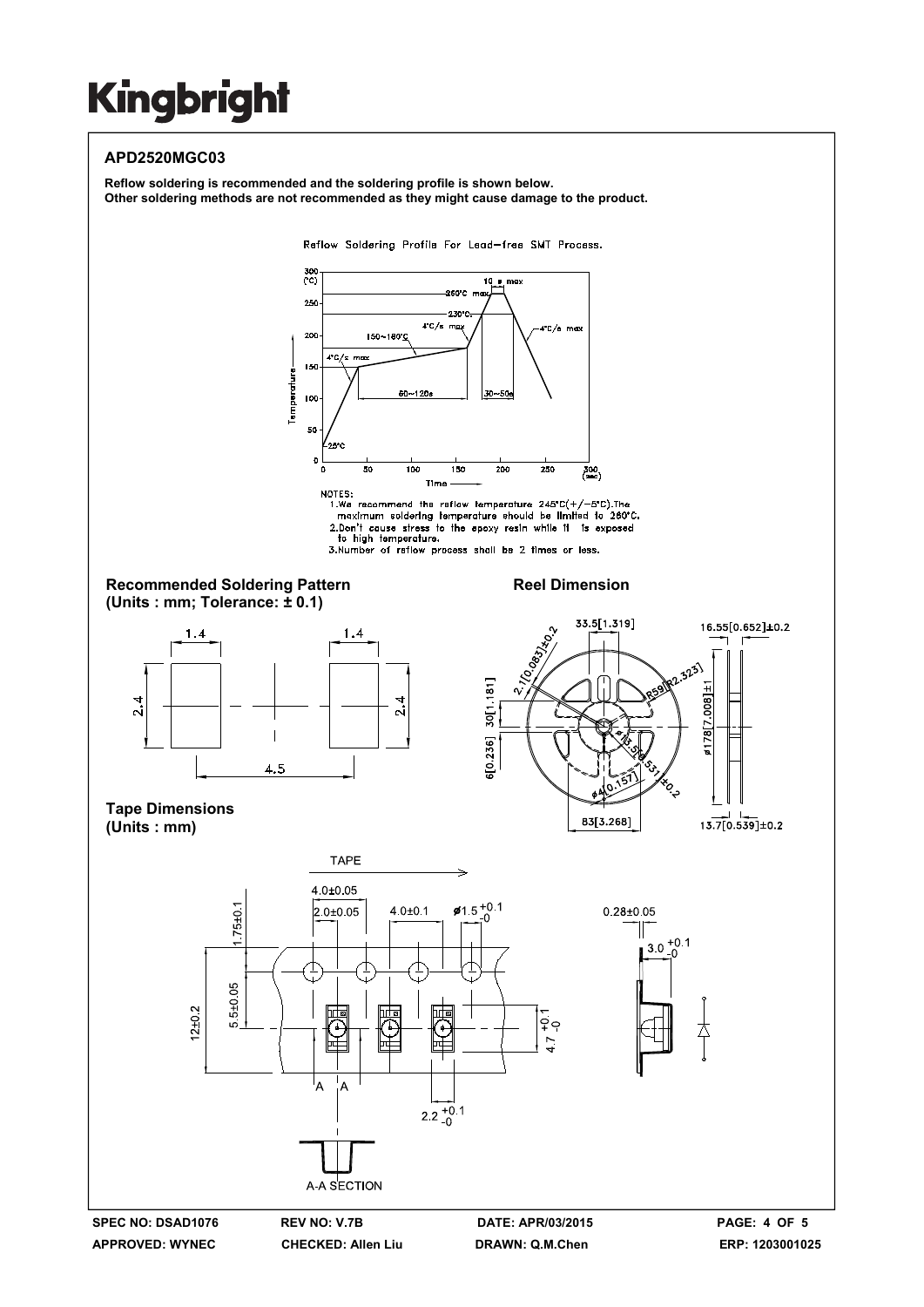## APD2520MGC03

**Reflow soldering is recommended and the soldering profile is shown below.**
**Other soldering methods are not recommended as they might cause damage to the product.**

Reflow Soldering Profile For Lead-free SMT Process.

NOTES:
1. We recommend the reflow temperature 245°C(+/−5°C). The maximum soldering temperature should be limited to 260°C.
2. Don't cause stress to the epoxy resin while it is exposed to high temperature.
3. Number of reflow process shall be 2 times or less.

### Recommended Soldering Pattern
**(Units : mm; Tolerance: ± 0.1)**

### Reel Dimension

### Tape Dimensions
**(Units : mm)**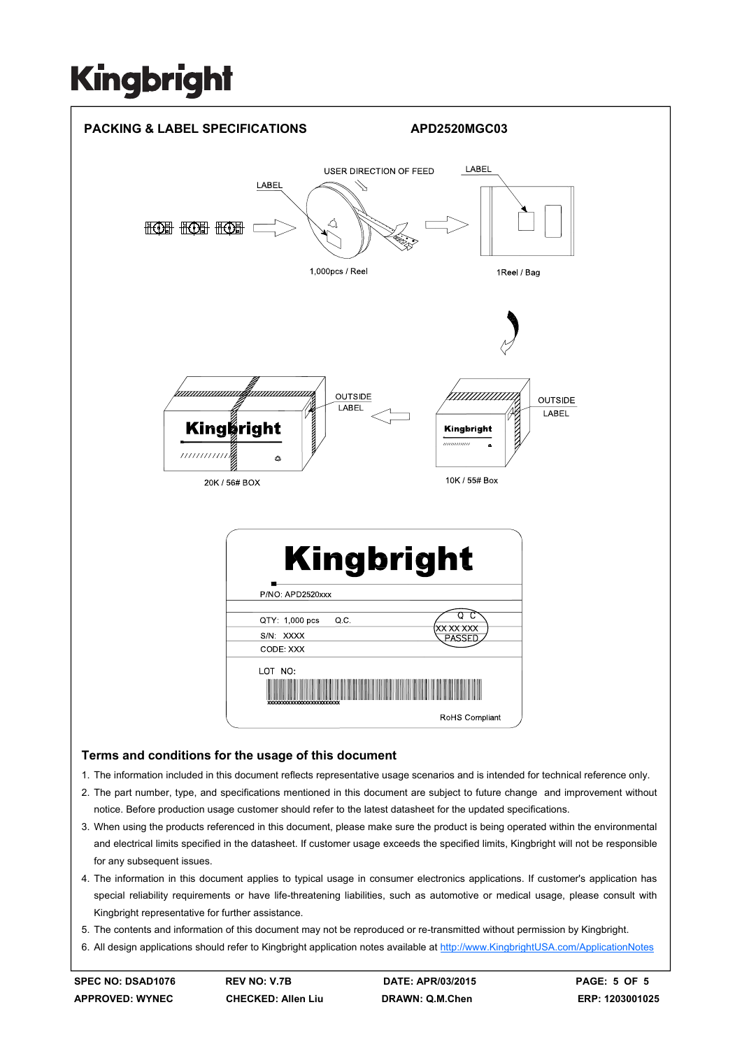## PACKING & LABEL SPECIFICATIONS

**APD2520MGC03**

USER DIRECTION OF FEED

LABEL

LABEL

1,000pcs / Reel

1Reel / Bag

OUTSIDE LABEL

OUTSIDE LABEL

20K / 56# BOX

10K / 55# Box

Kingbright

P/NO: APD2520xxx

QTY: 1,000 pcs Q.C.

S/N: XXXX

CODE: XXX

Q C XX XX XXX PASSED

LOT NO:

RoHS Compliant

### Terms and conditions for the usage of this document

1. The information included in this document reflects representative usage scenarios and is intended for technical reference only.
2. The part number, type, and specifications mentioned in this document are subject to future change and improvement without notice. Before production usage customer should refer to the latest datasheet for the updated specifications.
3. When using the products referenced in this document, please make sure the product is being operated within the environmental and electrical limits specified in the datasheet. If customer usage exceeds the specified limits, Kingbright will not be responsible for any subsequent issues.
4. The information in this document applies to typical usage in consumer electronics applications. If customer's application has special reliability requirements or have life-threatening liabilities, such as automotive or medical usage, please consult with Kingbright representative for further assistance.
5. The contents and information of this document may not be reproduced or re-transmitted without permission by Kingbright.
6. All design applications should refer to Kingbright application notes available at http://www.KingbrightUSA.com/ApplicationNotes

| | | | |
|---|---|---|---|
| **SPEC NO: DSAD1076** | **REV NO: V.7B** | **DATE: APR/03/2015** | |
| **APPROVED: WYNEC** | **CHECKED: Allen Liu** | **DRAWN: Q.M.Chen** | **ERP: 1203001025** |